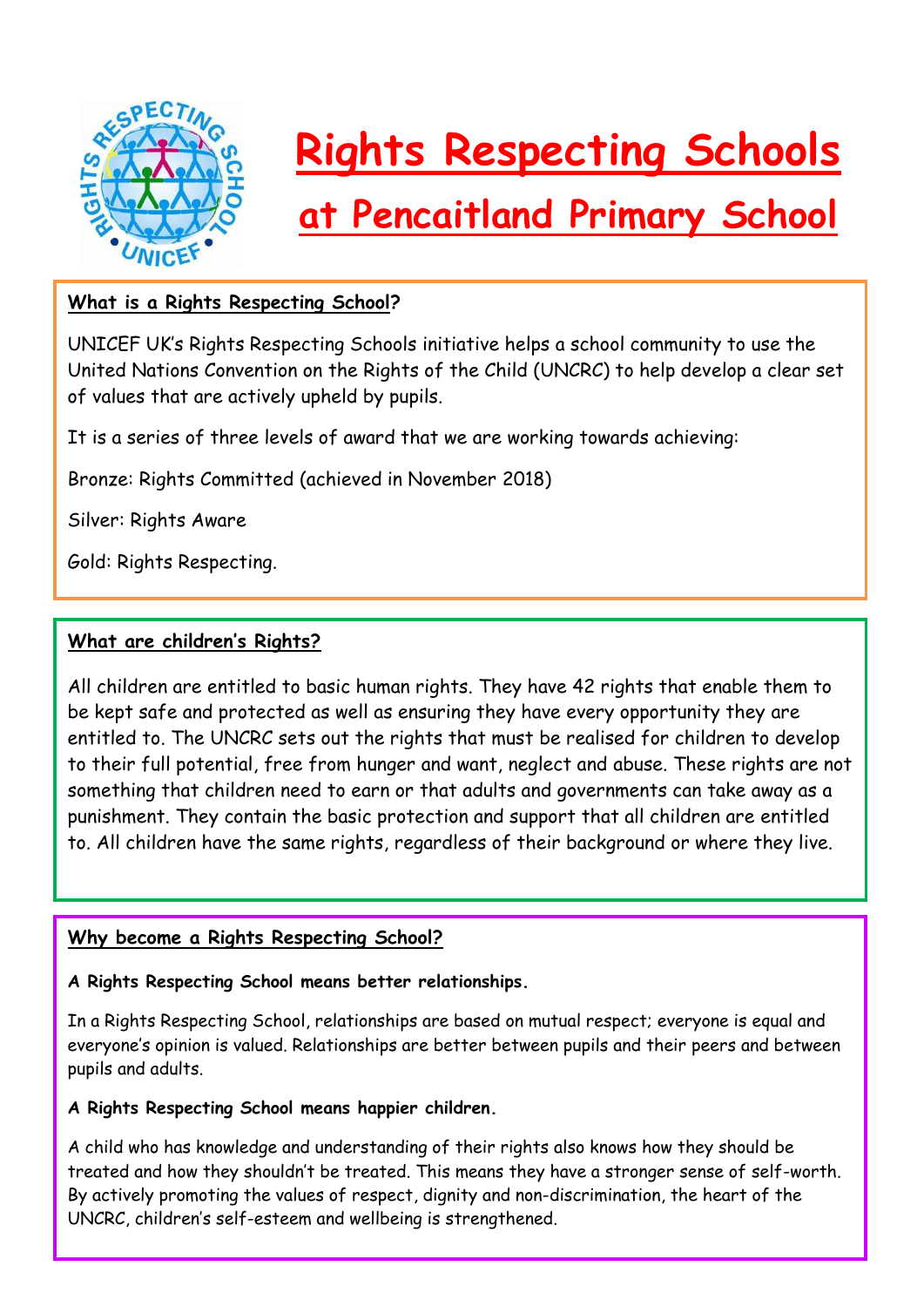# Rights Respecting Schools

## at Pencaitland Primary School

### What is a Rights Respecting School?

UNICEF UK's Rights Respecting Schools initiative helps a school community to use the United Nations Convention on the Rights of the Child (UNCRC) to help develop a clear set of values that are actively upheld by pupils.

It is a series of three levels of award that we are working towards achieving:

Bronze: Rights Committed (achieved in November 2018)

Silver: Rights Aware

Gold: Rights Respecting.

### What are children's Rights?

All children are entitled to basic human rights. They have 42 rights that enable them to be kept safe and protected as well as ensuring they have every opportunity they are entitled to. The UNCRC sets out the rights that must be realised for children to develop to their full potential, free from hunger and want, neglect and abuse. These rights are not something that children need to earn or that adults and governments can take away as a punishment. They contain the basic protection and support that all children are entitled to. All children have the same rights, regardless of their background or where they live.

### Why become a Rights Respecting School?

**A Rights Respecting School means better relationships.**

In a Rights Respecting School, relationships are based on mutual respect; everyone is equal and everyone's opinion is valued. Relationships are better between pupils and their peers and between pupils and adults.

**A Rights Respecting School means happier children.**

A child who has knowledge and understanding of their rights also knows how they should be treated and how they shouldn't be treated. This means they have a stronger sense of self-worth. By actively promoting the values of respect, dignity and non-discrimination, the heart of the UNCRC, children's self-esteem and wellbeing is strengthened.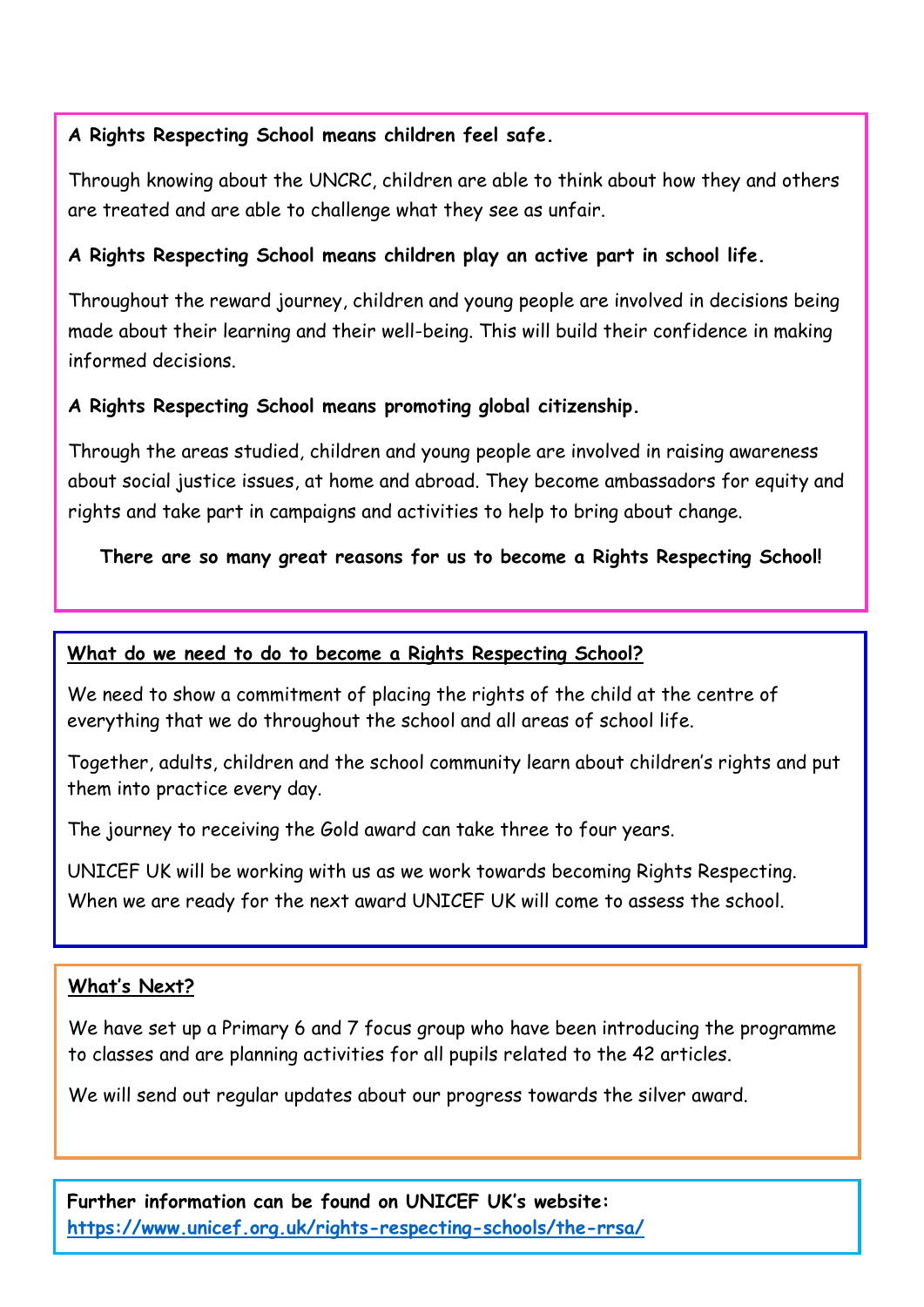**A Rights Respecting School means children feel safe.**

Through knowing about the UNCRC, children are able to think about how they and others are treated and are able to challenge what they see as unfair.

**A Rights Respecting School means children play an active part in school life.**

Throughout the reward journey, children and young people are involved in decisions being made about their learning and their well-being. This will build their confidence in making informed decisions.

**A Rights Respecting School means promoting global citizenship.**

Through the areas studied, children and young people are involved in raising awareness about social justice issues, at home and abroad. They become ambassadors for equity and rights and take part in campaigns and activities to help to bring about change.

**There are so many great reasons for us to become a Rights Respecting School!**

## What do we need to do to become a Rights Respecting School?

We need to show a commitment of placing the rights of the child at the centre of everything that we do throughout the school and all areas of school life.

Together, adults, children and the school community learn about children's rights and put them into practice every day.

The journey to receiving the Gold award can take three to four years.

UNICEF UK will be working with us as we work towards becoming Rights Respecting. When we are ready for the next award UNICEF UK will come to assess the school.

## What's Next?

We have set up a Primary 6 and 7 focus group who have been introducing the programme to classes and are planning activities for all pupils related to the 42 articles.

We will send out regular updates about our progress towards the silver award.

**Further information can be found on UNICEF UK's website:**
**https://www.unicef.org.uk/rights-respecting-schools/the-rrsa/**